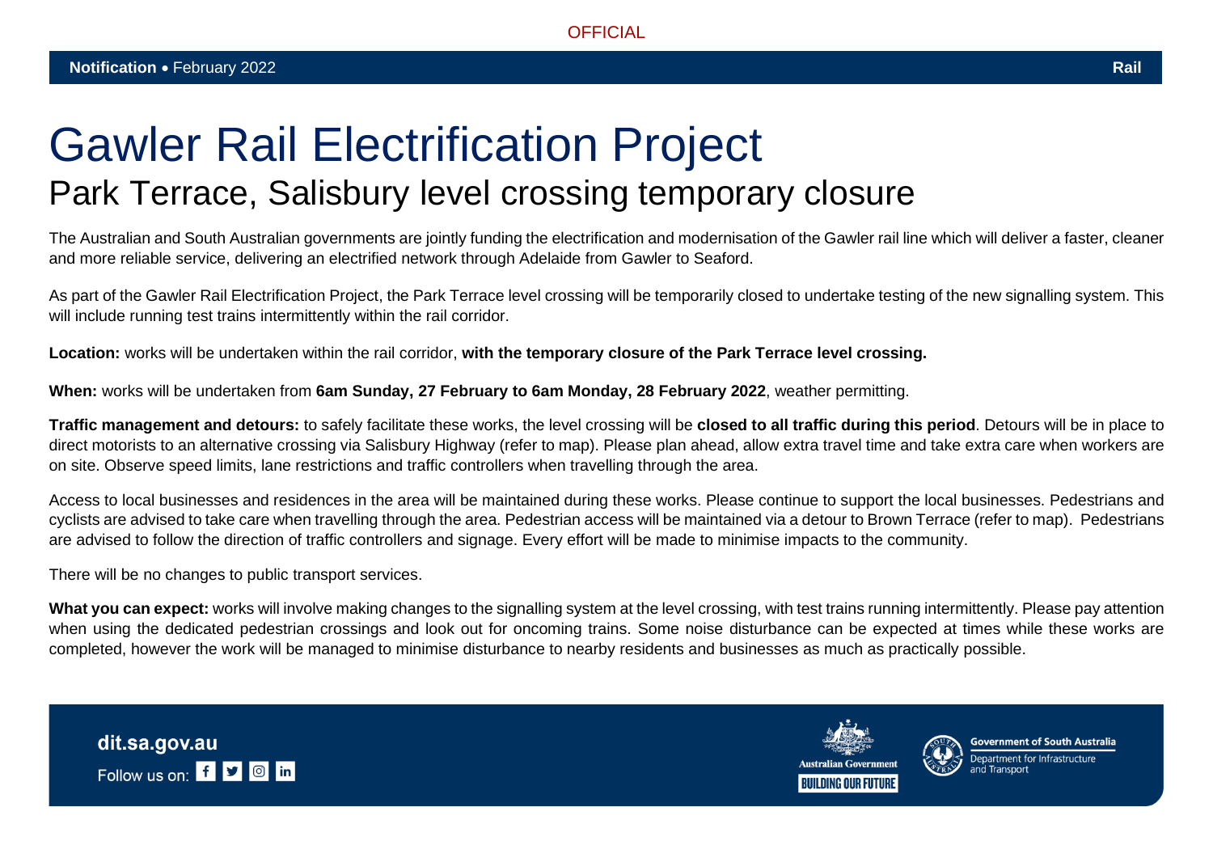OFFICIAL

**Notification** • February 2022 **Rail**

# Gawler Rail Electrification Project

## Park Terrace, Salisbury level crossing temporary closure

The Australian and South Australian governments are jointly funding the electrification and modernisation of the Gawler rail line which will deliver a faster, cleaner and more reliable service, delivering an electrified network through Adelaide from Gawler to Seaford.

As part of the Gawler Rail Electrification Project, the Park Terrace level crossing will be temporarily closed to undertake testing of the new signalling system. This will include running test trains intermittently within the rail corridor.

**Location:** works will be undertaken within the rail corridor, **with the temporary closure of the Park Terrace level crossing.**

**When:** works will be undertaken from **6am Sunday, 27 February to 6am Monday, 28 February 2022**, weather permitting.

**Traffic management and detours:** to safely facilitate these works, the level crossing will be **closed to all traffic during this period**. Detours will be in place to direct motorists to an alternative crossing via Salisbury Highway (refer to map). Please plan ahead, allow extra travel time and take extra care when workers are on site. Observe speed limits, lane restrictions and traffic controllers when travelling through the area.

Access to local businesses and residences in the area will be maintained during these works. Please continue to support the local businesses. Pedestrians and cyclists are advised to take care when travelling through the area. Pedestrian access will be maintained via a detour to Brown Terrace (refer to map). Pedestrians are advised to follow the direction of traffic controllers and signage. Every effort will be made to minimise impacts to the community.

There will be no changes to public transport services.

**What you can expect:** works will involve making changes to the signalling system at the level crossing, with test trains running intermittently. Please pay attention when using the dedicated pedestrian crossings and look out for oncoming trains. Some noise disturbance can be expected at times while these works are completed, however the work will be managed to minimise disturbance to nearby residents and businesses as much as practically possible.

**dit.sa.gov.au**

Follow us on:

Australian Government
BUILDING OUR FUTURE

Government of South Australia
Department for Infrastructure and Transport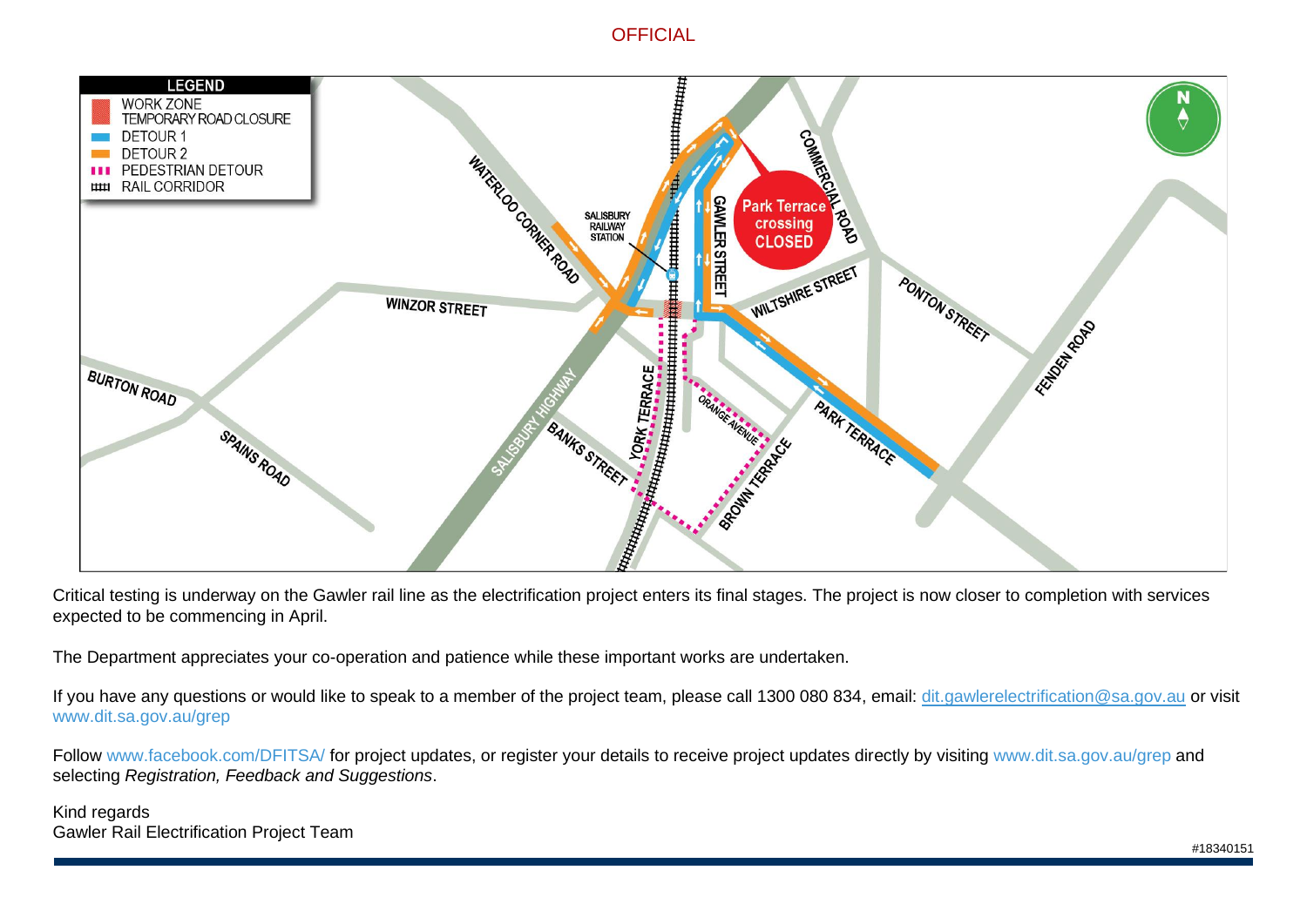OFFICIAL

LEGEND
WORK ZONE
TEMPORARY ROAD CLOSURE
DETOUR 1
DETOUR 2
PEDESTRIAN DETOUR
RAIL CORRIDOR

Park Terrace crossing CLOSED

SALISBURY RAILWAY STATION
WATERLOO CORNER ROAD
GAWLER STREET
COMMERCIAL ROAD
WINZOR STREET
WILTSHIRE STREET
PONTON STREET
FENDEN ROAD
BURTON ROAD
SPAINS ROAD
SALISBURY HIGHWAY
BANKS STREET
YORK TERRACE
ORANGE AVENUE
BROWN TERRACE
PARK TERRACE

Critical testing is underway on the Gawler rail line as the electrification project enters its final stages. The project is now closer to completion with services expected to be commencing in April.

The Department appreciates your co-operation and patience while these important works are undertaken.

If you have any questions or would like to speak to a member of the project team, please call 1300 080 834, email: dit.gawlerelectrification@sa.gov.au or visit www.dit.sa.gov.au/grep

Follow www.facebook.com/DFITSA/ for project updates, or register your details to receive project updates directly by visiting www.dit.sa.gov.au/grep and selecting *Registration, Feedback and Suggestions*.

Kind regards
Gawler Rail Electrification Project Team

#18340151